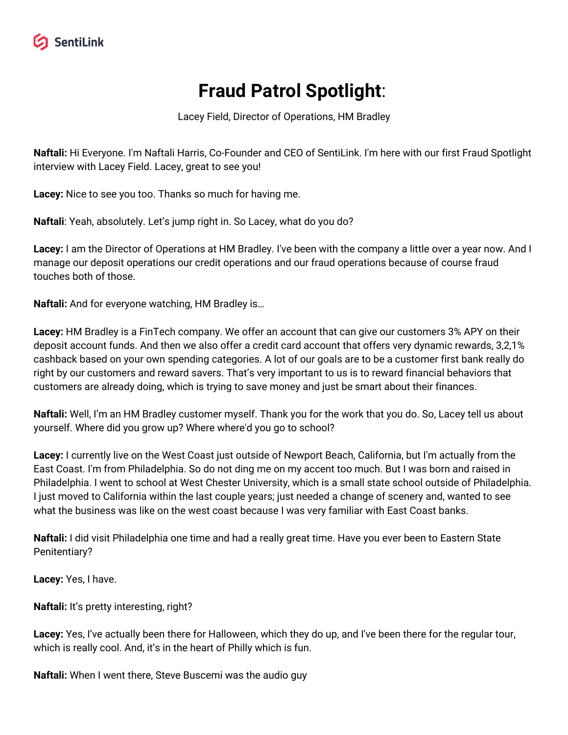SentiLink

# Fraud Patrol Spotlight:

Lacey Field, Director of Operations, HM Bradley

**Naftali:** Hi Everyone. I'm Naftali Harris, Co-Founder and CEO of SentiLink. I'm here with our first Fraud Spotlight interview with Lacey Field. Lacey, great to see you!

**Lacey:** Nice to see you too. Thanks so much for having me.

**Naftali**: Yeah, absolutely. Let's jump right in. So Lacey, what do you do?

**Lacey:** I am the Director of Operations at HM Bradley. I've been with the company a little over a year now. And I manage our deposit operations our credit operations and our fraud operations because of course fraud touches both of those.

**Naftali:** And for everyone watching, HM Bradley is…

**Lacey:** HM Bradley is a FinTech company. We offer an account that can give our customers 3% APY on their deposit account funds. And then we also offer a credit card account that offers very dynamic rewards, 3,2,1% cashback based on your own spending categories. A lot of our goals are to be a customer first bank really do right by our customers and reward savers. That's very important to us is to reward financial behaviors that customers are already doing, which is trying to save money and just be smart about their finances.

**Naftali:** Well, I'm an HM Bradley customer myself. Thank you for the work that you do. So, Lacey tell us about yourself. Where did you grow up? Where where'd you go to school?

**Lacey:** I currently live on the West Coast just outside of Newport Beach, California, but I'm actually from the East Coast. I'm from Philadelphia. So do not ding me on my accent too much. But I was born and raised in Philadelphia. I went to school at West Chester University, which is a small state school outside of Philadelphia. I just moved to California within the last couple years; just needed a change of scenery and, wanted to see what the business was like on the west coast because I was very familiar with East Coast banks.

**Naftali:** I did visit Philadelphia one time and had a really great time. Have you ever been to Eastern State Penitentiary?

**Lacey:** Yes, I have.

**Naftali:** It's pretty interesting, right?

**Lacey:** Yes, I've actually been there for Halloween, which they do up, and I've been there for the regular tour, which is really cool. And, it's in the heart of Philly which is fun.

**Naftali:** When I went there, Steve Buscemi was the audio guy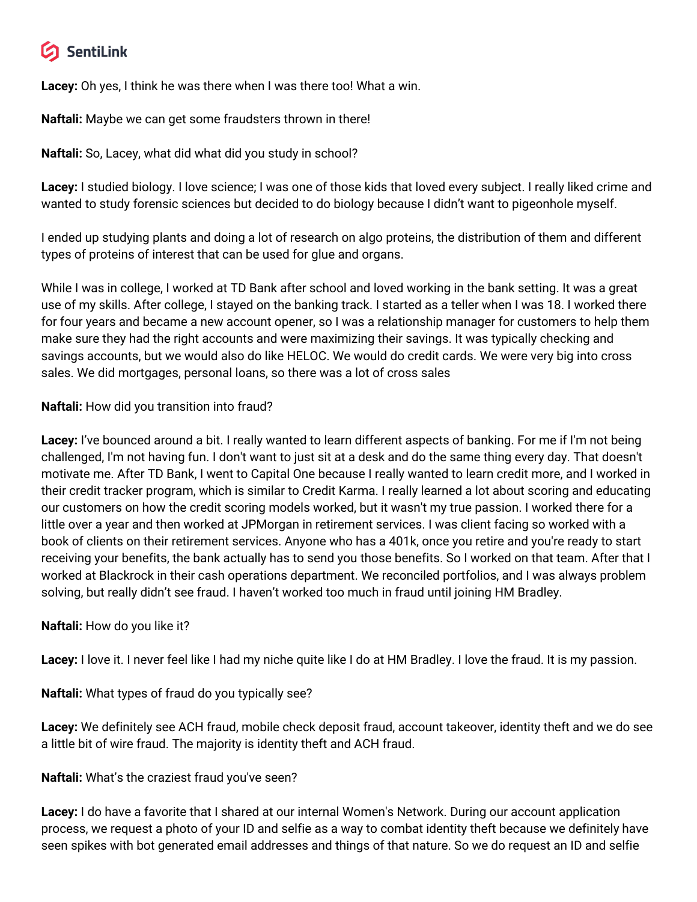**Lacey:** Oh yes, I think he was there when I was there too! What a win.

**Naftali:** Maybe we can get some fraudsters thrown in there!

**Naftali:** So, Lacey, what did what did you study in school?

**Lacey:** I studied biology. I love science; I was one of those kids that loved every subject. I really liked crime and wanted to study forensic sciences but decided to do biology because I didn't want to pigeonhole myself.

I ended up studying plants and doing a lot of research on algo proteins, the distribution of them and different types of proteins of interest that can be used for glue and organs.

While I was in college, I worked at TD Bank after school and loved working in the bank setting. It was a great use of my skills. After college, I stayed on the banking track. I started as a teller when I was 18. I worked there for four years and became a new account opener, so I was a relationship manager for customers to help them make sure they had the right accounts and were maximizing their savings. It was typically checking and savings accounts, but we would also do like HELOC. We would do credit cards. We were very big into cross sales. We did mortgages, personal loans, so there was a lot of cross sales

**Naftali:** How did you transition into fraud?

**Lacey:** I've bounced around a bit. I really wanted to learn different aspects of banking. For me if I'm not being challenged, I'm not having fun. I don't want to just sit at a desk and do the same thing every day. That doesn't motivate me. After TD Bank, I went to Capital One because I really wanted to learn credit more, and I worked in their credit tracker program, which is similar to Credit Karma. I really learned a lot about scoring and educating our customers on how the credit scoring models worked, but it wasn't my true passion. I worked there for a little over a year and then worked at JPMorgan in retirement services. I was client facing so worked with a book of clients on their retirement services. Anyone who has a 401k, once you retire and you're ready to start receiving your benefits, the bank actually has to send you those benefits. So I worked on that team. After that I worked at Blackrock in their cash operations department. We reconciled portfolios, and I was always problem solving, but really didn't see fraud. I haven't worked too much in fraud until joining HM Bradley.

**Naftali:** How do you like it?

**Lacey:** I love it. I never feel like I had my niche quite like I do at HM Bradley. I love the fraud. It is my passion.

**Naftali:** What types of fraud do you typically see?

**Lacey:** We definitely see ACH fraud, mobile check deposit fraud, account takeover, identity theft and we do see a little bit of wire fraud. The majority is identity theft and ACH fraud.

**Naftali:** What's the craziest fraud you've seen?

**Lacey:** I do have a favorite that I shared at our internal Women's Network. During our account application process, we request a photo of your ID and selfie as a way to combat identity theft because we definitely have seen spikes with bot generated email addresses and things of that nature. So we do request an ID and selfie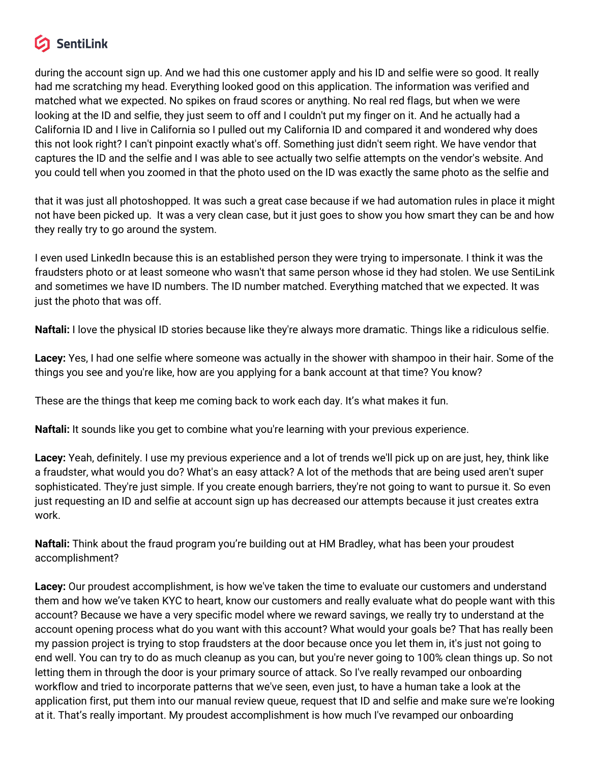during the account sign up. And we had this one customer apply and his ID and selfie were so good. It really had me scratching my head. Everything looked good on this application. The information was verified and matched what we expected. No spikes on fraud scores or anything. No real red flags, but when we were looking at the ID and selfie, they just seem to off and I couldn't put my finger on it. And he actually had a California ID and I live in California so I pulled out my California ID and compared it and wondered why does this not look right? I can't pinpoint exactly what's off. Something just didn't seem right. We have vendor that captures the ID and the selfie and I was able to see actually two selfie attempts on the vendor's website. And you could tell when you zoomed in that the photo used on the ID was exactly the same photo as the selfie and

that it was just all photoshopped. It was such a great case because if we had automation rules in place it might not have been picked up. It was a very clean case, but it just goes to show you how smart they can be and how they really try to go around the system.

I even used LinkedIn because this is an established person they were trying to impersonate. I think it was the fraudsters photo or at least someone who wasn't that same person whose id they had stolen. We use SentiLink and sometimes we have ID numbers. The ID number matched. Everything matched that we expected. It was just the photo that was off.

**Naftali:** I love the physical ID stories because like they're always more dramatic. Things like a ridiculous selfie.

**Lacey:** Yes, I had one selfie where someone was actually in the shower with shampoo in their hair. Some of the things you see and you're like, how are you applying for a bank account at that time? You know?

These are the things that keep me coming back to work each day. It's what makes it fun.

**Naftali:** It sounds like you get to combine what you're learning with your previous experience.

**Lacey:** Yeah, definitely. I use my previous experience and a lot of trends we'll pick up on are just, hey, think like a fraudster, what would you do? What's an easy attack? A lot of the methods that are being used aren't super sophisticated. They're just simple. If you create enough barriers, they're not going to want to pursue it. So even just requesting an ID and selfie at account sign up has decreased our attempts because it just creates extra work.

**Naftali:** Think about the fraud program you're building out at HM Bradley, what has been your proudest accomplishment?

**Lacey:** Our proudest accomplishment, is how we've taken the time to evaluate our customers and understand them and how we've taken KYC to heart, know our customers and really evaluate what do people want with this account? Because we have a very specific model where we reward savings, we really try to understand at the account opening process what do you want with this account? What would your goals be? That has really been my passion project is trying to stop fraudsters at the door because once you let them in, it's just not going to end well. You can try to do as much cleanup as you can, but you're never going to 100% clean things up. So not letting them in through the door is your primary source of attack. So I've really revamped our onboarding workflow and tried to incorporate patterns that we've seen, even just, to have a human take a look at the application first, put them into our manual review queue, request that ID and selfie and make sure we're looking at it. That's really important. My proudest accomplishment is how much I've revamped our onboarding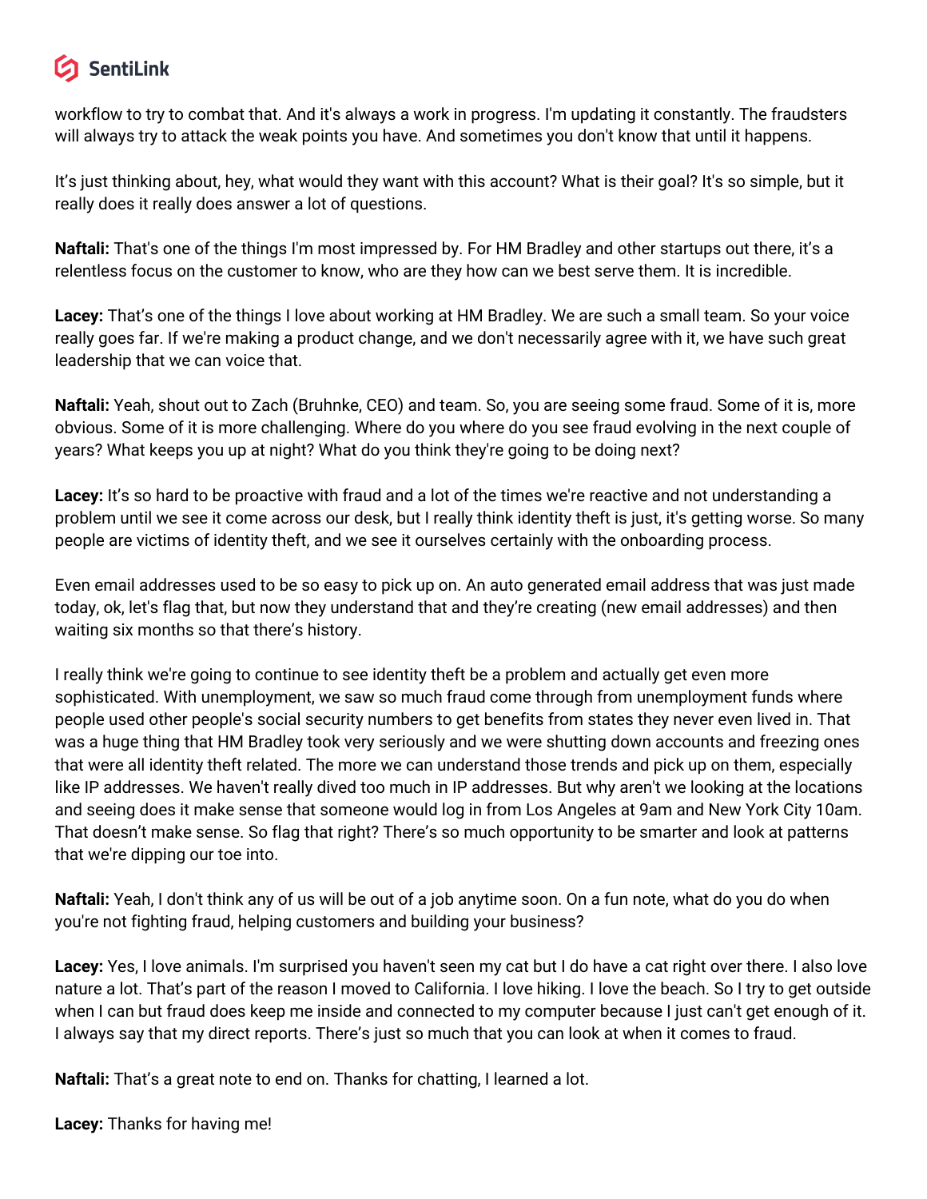workflow to try to combat that. And it's always a work in progress. I'm updating it constantly. The fraudsters will always try to attack the weak points you have. And sometimes you don't know that until it happens.

It's just thinking about, hey, what would they want with this account? What is their goal? It's so simple, but it really does it really does answer a lot of questions.

**Naftali:** That's one of the things I'm most impressed by. For HM Bradley and other startups out there, it's a relentless focus on the customer to know, who are they how can we best serve them. It is incredible.

**Lacey:** That's one of the things I love about working at HM Bradley. We are such a small team. So your voice really goes far. If we're making a product change, and we don't necessarily agree with it, we have such great leadership that we can voice that.

**Naftali:** Yeah, shout out to Zach (Bruhnke, CEO) and team. So, you are seeing some fraud. Some of it is, more obvious. Some of it is more challenging. Where do you where do you see fraud evolving in the next couple of years? What keeps you up at night? What do you think they're going to be doing next?

**Lacey:** It's so hard to be proactive with fraud and a lot of the times we're reactive and not understanding a problem until we see it come across our desk, but I really think identity theft is just, it's getting worse. So many people are victims of identity theft, and we see it ourselves certainly with the onboarding process.

Even email addresses used to be so easy to pick up on. An auto generated email address that was just made today, ok, let's flag that, but now they understand that and they're creating (new email addresses) and then waiting six months so that there's history.

I really think we're going to continue to see identity theft be a problem and actually get even more sophisticated. With unemployment, we saw so much fraud come through from unemployment funds where people used other people's social security numbers to get benefits from states they never even lived in. That was a huge thing that HM Bradley took very seriously and we were shutting down accounts and freezing ones that were all identity theft related. The more we can understand those trends and pick up on them, especially like IP addresses. We haven't really dived too much in IP addresses. But why aren't we looking at the locations and seeing does it make sense that someone would log in from Los Angeles at 9am and New York City 10am. That doesn't make sense. So flag that right? There's so much opportunity to be smarter and look at patterns that we're dipping our toe into.

**Naftali:** Yeah, I don't think any of us will be out of a job anytime soon. On a fun note, what do you do when you're not fighting fraud, helping customers and building your business?

**Lacey:** Yes, I love animals. I'm surprised you haven't seen my cat but I do have a cat right over there. I also love nature a lot. That's part of the reason I moved to California. I love hiking. I love the beach. So I try to get outside when I can but fraud does keep me inside and connected to my computer because I just can't get enough of it. I always say that my direct reports. There's just so much that you can look at when it comes to fraud.

**Naftali:** That's a great note to end on. Thanks for chatting, I learned a lot.

**Lacey:** Thanks for having me!